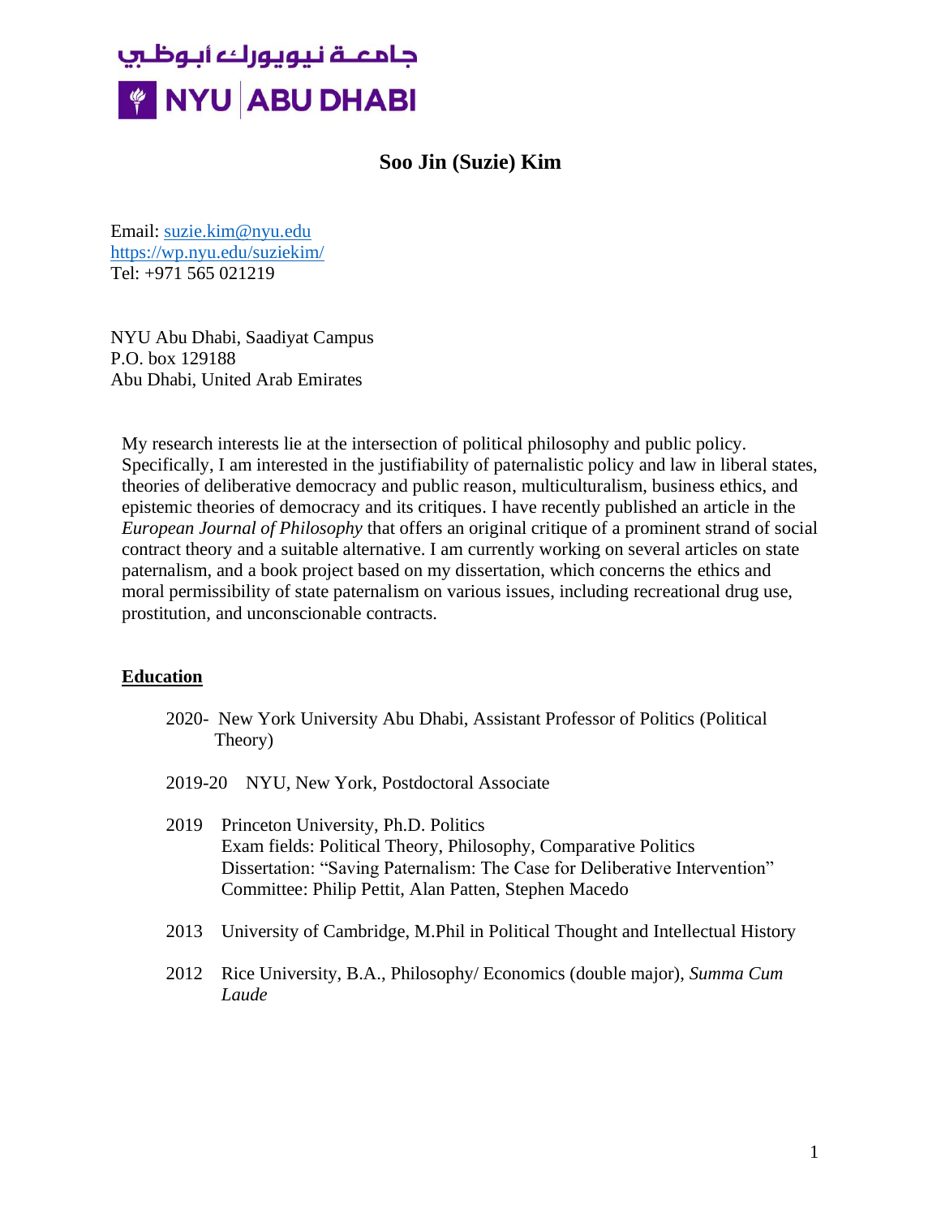جامعة نيويورك أبوظبي

NYU | ABU DHABI

# Soo Jin (Suzie) Kim

Email: suzie.kim@nyu.edu
https://wp.nyu.edu/suziekim/
Tel: +971 565 021219

NYU Abu Dhabi, Saadiyat Campus
P.O. box 129188
Abu Dhabi, United Arab Emirates

My research interests lie at the intersection of political philosophy and public policy. Specifically, I am interested in the justifiability of paternalistic policy and law in liberal states, theories of deliberative democracy and public reason, multiculturalism, business ethics, and epistemic theories of democracy and its critiques. I have recently published an article in the *European Journal of Philosophy* that offers an original critique of a prominent strand of social contract theory and a suitable alternative. I am currently working on several articles on state paternalism, and a book project based on my dissertation, which concerns the ethics and moral permissibility of state paternalism on various issues, including recreational drug use, prostitution, and unconscionable contracts.

## Education

2020- New York University Abu Dhabi, Assistant Professor of Politics (Political Theory)

2019-20 NYU, New York, Postdoctoral Associate

2019 Princeton University, Ph.D. Politics
Exam fields: Political Theory, Philosophy, Comparative Politics
Dissertation: "Saving Paternalism: The Case for Deliberative Intervention"
Committee: Philip Pettit, Alan Patten, Stephen Macedo

2013 University of Cambridge, M.Phil in Political Thought and Intellectual History

2012 Rice University, B.A., Philosophy/ Economics (double major), *Summa Cum Laude*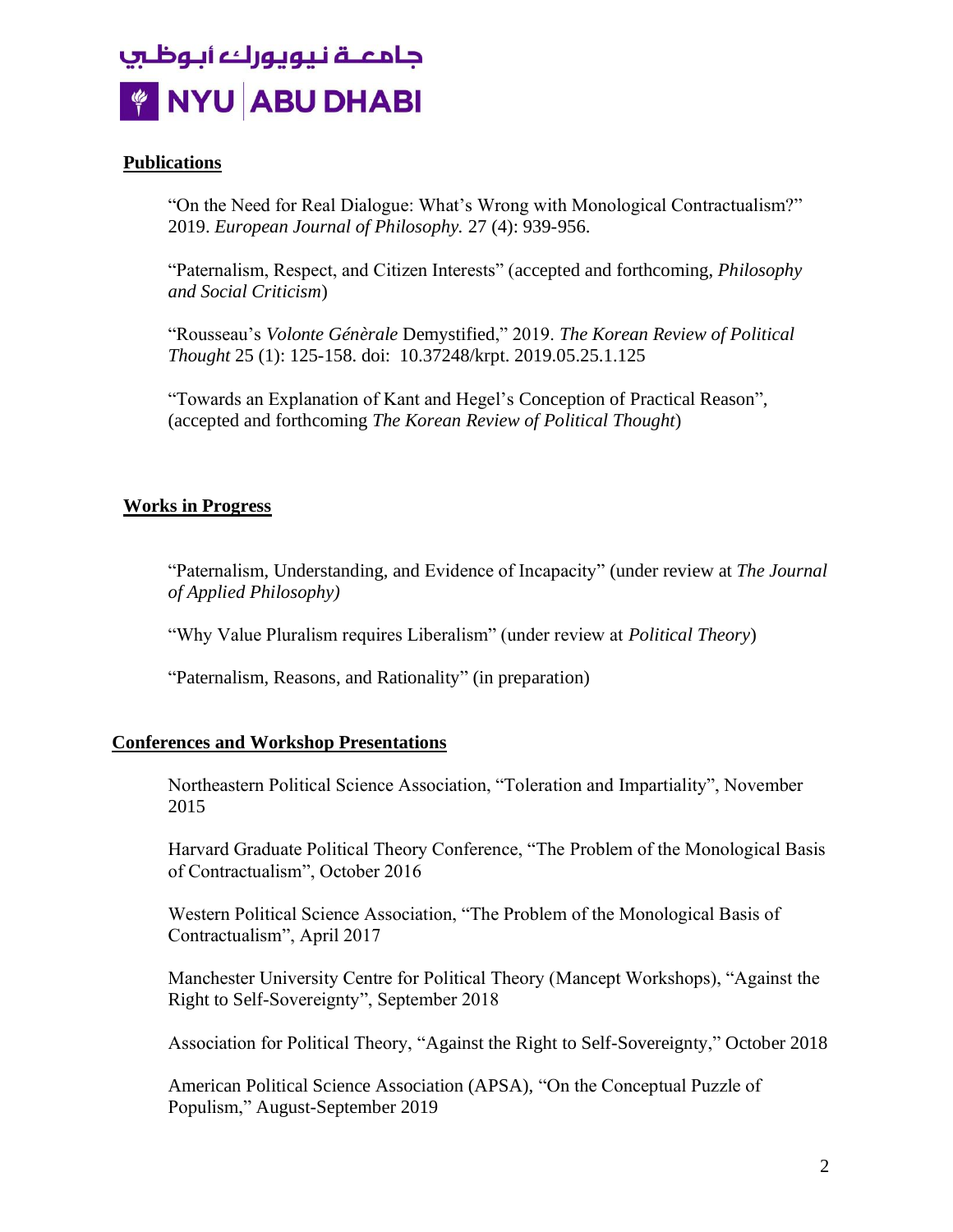## Publications

"On the Need for Real Dialogue: What's Wrong with Monological Contractualism?" 2019. *European Journal of Philosophy.* 27 (4): 939-956.

"Paternalism, Respect, and Citizen Interests" (accepted and forthcoming, *Philosophy and Social Criticism*)

"Rousseau's *Volonte Génèrale* Demystified," 2019. *The Korean Review of Political Thought* 25 (1): 125-158. doi: 10.37248/krpt. 2019.05.25.1.125

"Towards an Explanation of Kant and Hegel's Conception of Practical Reason", (accepted and forthcoming *The Korean Review of Political Thought*)

## Works in Progress

"Paternalism, Understanding, and Evidence of Incapacity" (under review at *The Journal of Applied Philosophy)*

"Why Value Pluralism requires Liberalism" (under review at *Political Theory*)

"Paternalism, Reasons, and Rationality" (in preparation)

## Conferences and Workshop Presentations

Northeastern Political Science Association, "Toleration and Impartiality", November 2015

Harvard Graduate Political Theory Conference, "The Problem of the Monological Basis of Contractualism", October 2016

Western Political Science Association, "The Problem of the Monological Basis of Contractualism", April 2017

Manchester University Centre for Political Theory (Mancept Workshops), "Against the Right to Self-Sovereignty", September 2018

Association for Political Theory, "Against the Right to Self-Sovereignty," October 2018

American Political Science Association (APSA), "On the Conceptual Puzzle of Populism," August-September 2019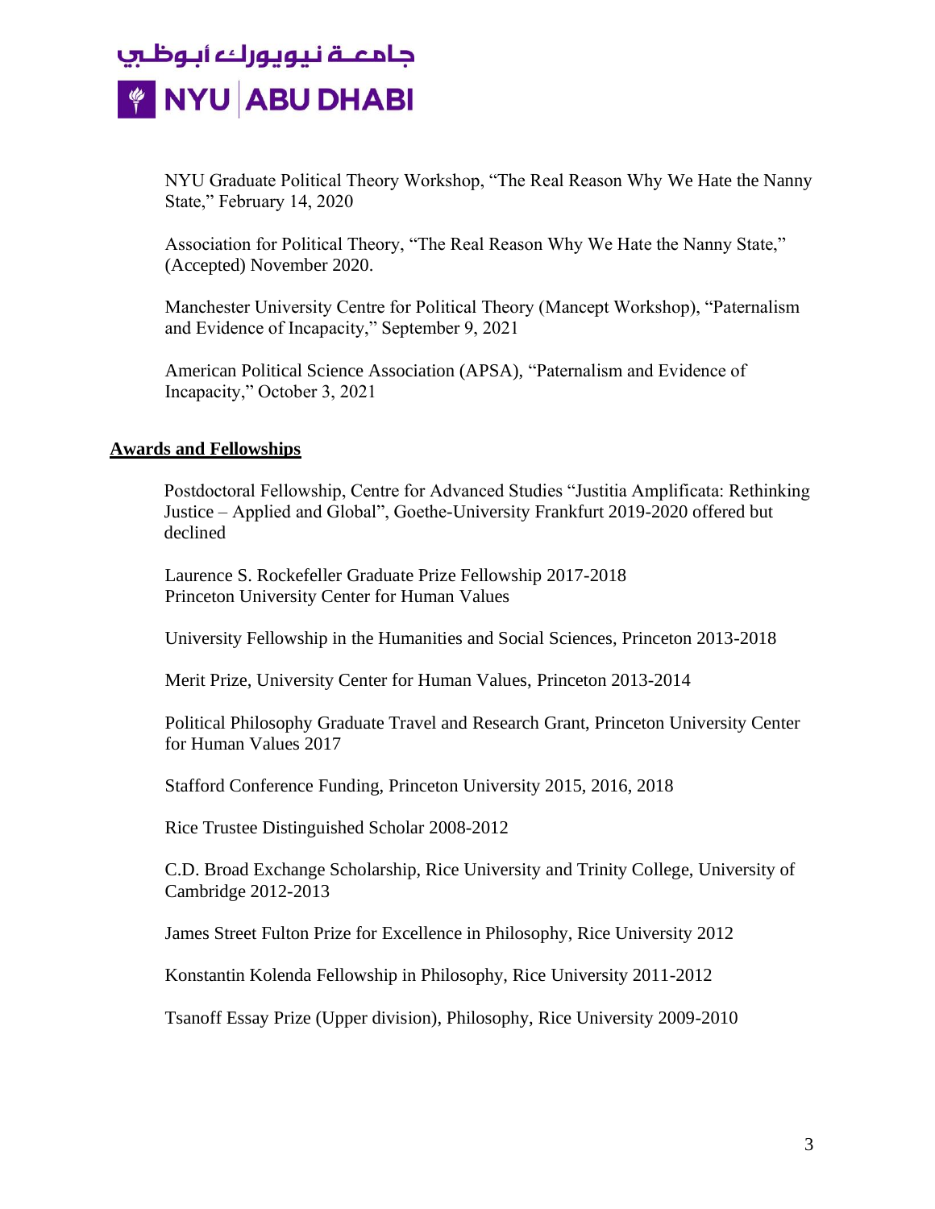NYU Graduate Political Theory Workshop, "The Real Reason Why We Hate the Nanny State," February 14, 2020

Association for Political Theory, "The Real Reason Why We Hate the Nanny State," (Accepted) November 2020.

Manchester University Centre for Political Theory (Mancept Workshop), "Paternalism and Evidence of Incapacity," September 9, 2021

American Political Science Association (APSA), "Paternalism and Evidence of Incapacity," October 3, 2021

## Awards and Fellowships

Postdoctoral Fellowship, Centre for Advanced Studies "Justitia Amplificata: Rethinking Justice – Applied and Global", Goethe-University Frankfurt 2019-2020 offered but declined

Laurence S. Rockefeller Graduate Prize Fellowship 2017-2018
Princeton University Center for Human Values

University Fellowship in the Humanities and Social Sciences, Princeton 2013-2018

Merit Prize, University Center for Human Values, Princeton 2013-2014

Political Philosophy Graduate Travel and Research Grant, Princeton University Center for Human Values 2017

Stafford Conference Funding, Princeton University 2015, 2016, 2018

Rice Trustee Distinguished Scholar 2008-2012

C.D. Broad Exchange Scholarship, Rice University and Trinity College, University of Cambridge 2012-2013

James Street Fulton Prize for Excellence in Philosophy, Rice University 2012

Konstantin Kolenda Fellowship in Philosophy, Rice University 2011-2012

Tsanoff Essay Prize (Upper division), Philosophy, Rice University 2009-2010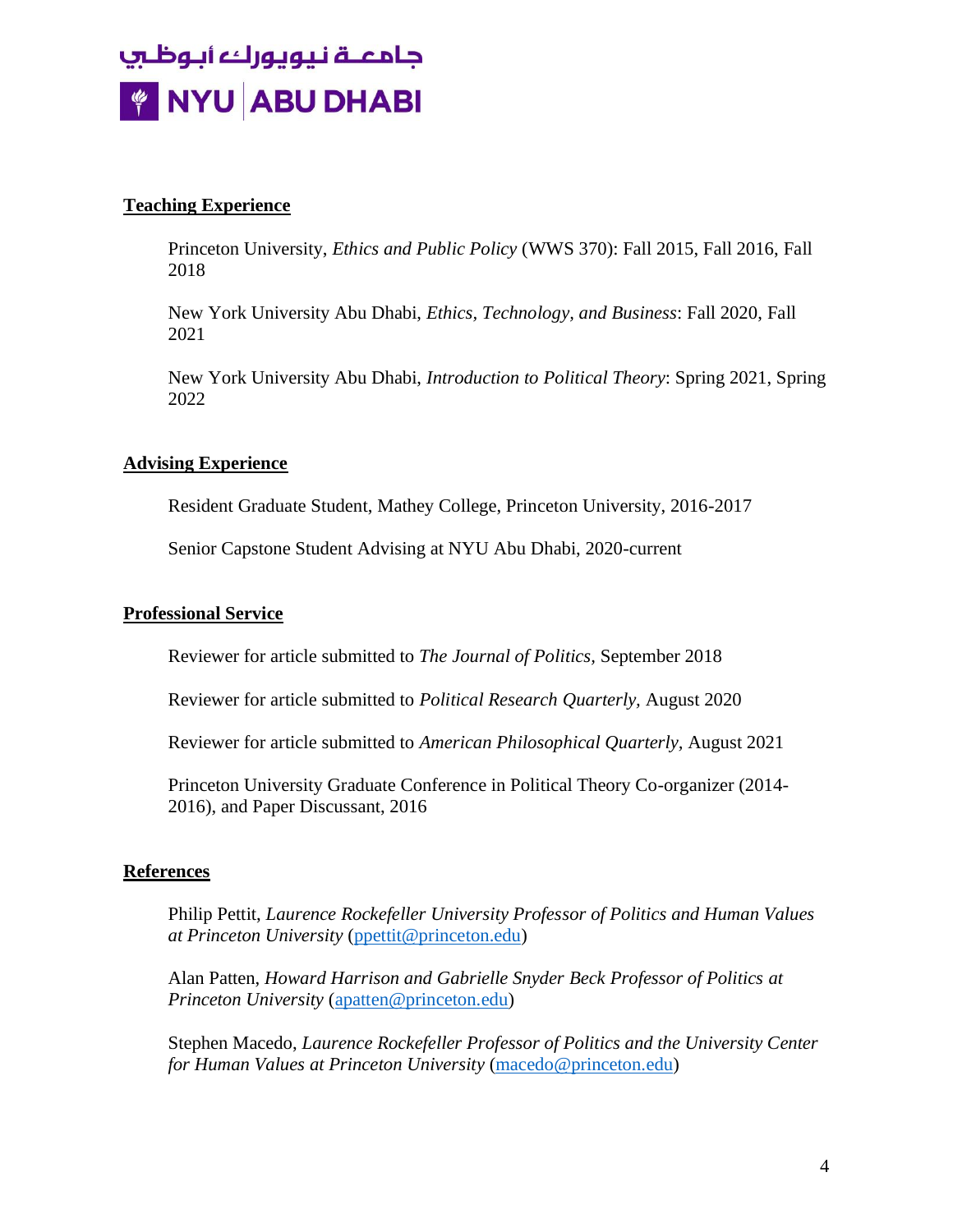## Teaching Experience

Princeton University, *Ethics and Public Policy* (WWS 370): Fall 2015, Fall 2016, Fall 2018

New York University Abu Dhabi, *Ethics, Technology, and Business*: Fall 2020, Fall 2021

New York University Abu Dhabi, *Introduction to Political Theory*: Spring 2021, Spring 2022

## Advising Experience

Resident Graduate Student, Mathey College, Princeton University, 2016-2017

Senior Capstone Student Advising at NYU Abu Dhabi, 2020-current

## Professional Service

Reviewer for article submitted to *The Journal of Politics*, September 2018

Reviewer for article submitted to *Political Research Quarterly,* August 2020

Reviewer for article submitted to *American Philosophical Quarterly,* August 2021

Princeton University Graduate Conference in Political Theory Co-organizer (2014-2016), and Paper Discussant, 2016

## References

Philip Pettit, *Laurence Rockefeller University Professor of Politics and Human Values at Princeton University* (ppettit@princeton.edu)

Alan Patten, *Howard Harrison and Gabrielle Snyder Beck Professor of Politics at Princeton University* (apatten@princeton.edu)

Stephen Macedo, *Laurence Rockefeller Professor of Politics and the University Center for Human Values at Princeton University* (macedo@princeton.edu)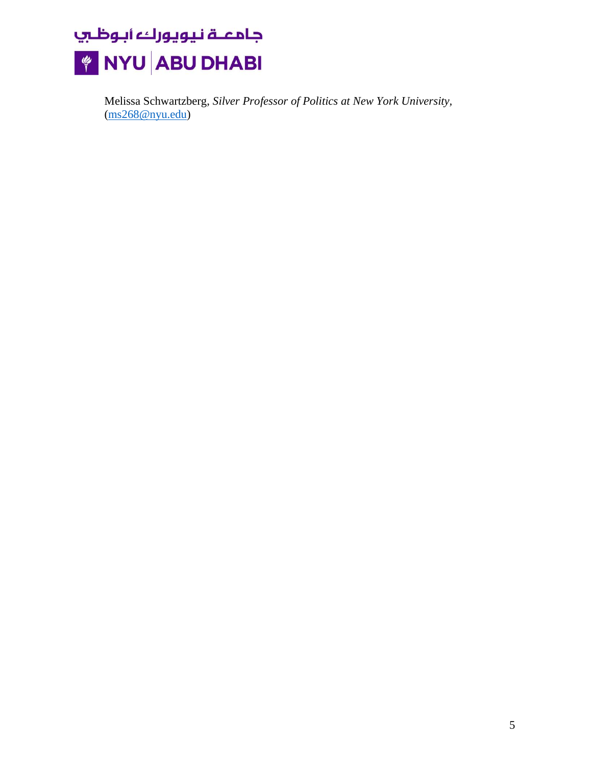Melissa Schwartzberg, *Silver Professor of Politics at New York University*, ([ms268@nyu.edu](mailto:ms268@nyu.edu))